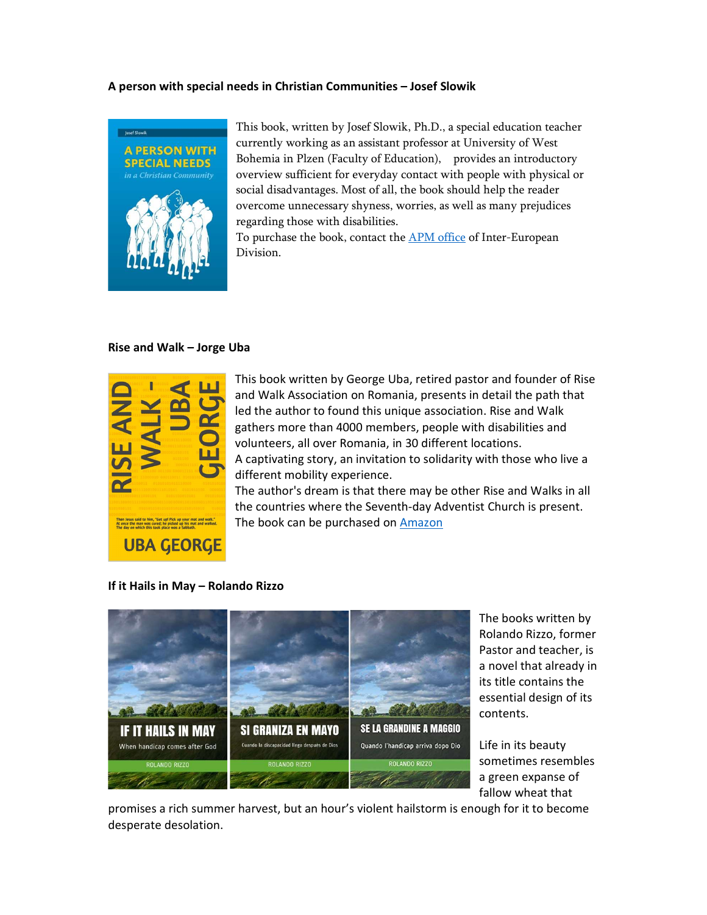**A person with special needs in Christian Communities – Josef Slowik**

This book, written by Josef Slowik, Ph.D., a special education teacher currently working as an assistant professor at University of West Bohemia in Plzen (Faculty of Education), provides an introductory overview sufficient for everyday contact with people with physical or social disadvantages. Most of all, the book should help the reader overcome unnecessary shyness, worries, as well as many prejudices regarding those with disabilities.
To purchase the book, contact the APM office of Inter-European Division.

**Rise and Walk – Jorge Uba**

This book written by George Uba, retired pastor and founder of Rise and Walk Association on Romania, presents in detail the path that led the author to found this unique association. Rise and Walk gathers more than 4000 members, people with disabilities and volunteers, all over Romania, in 30 different locations.
A captivating story, an invitation to solidarity with those who live a different mobility experience.
The author's dream is that there may be other Rise and Walks in all the countries where the Seventh-day Adventist Church is present.
The book can be purchased on Amazon

**If it Hails in May – Rolando Rizzo**

The books written by Rolando Rizzo, former Pastor and teacher, is a novel that already in its title contains the essential design of its contents.

Life in its beauty sometimes resembles a green expanse of fallow wheat that promises a rich summer harvest, but an hour's violent hailstorm is enough for it to become desperate desolation.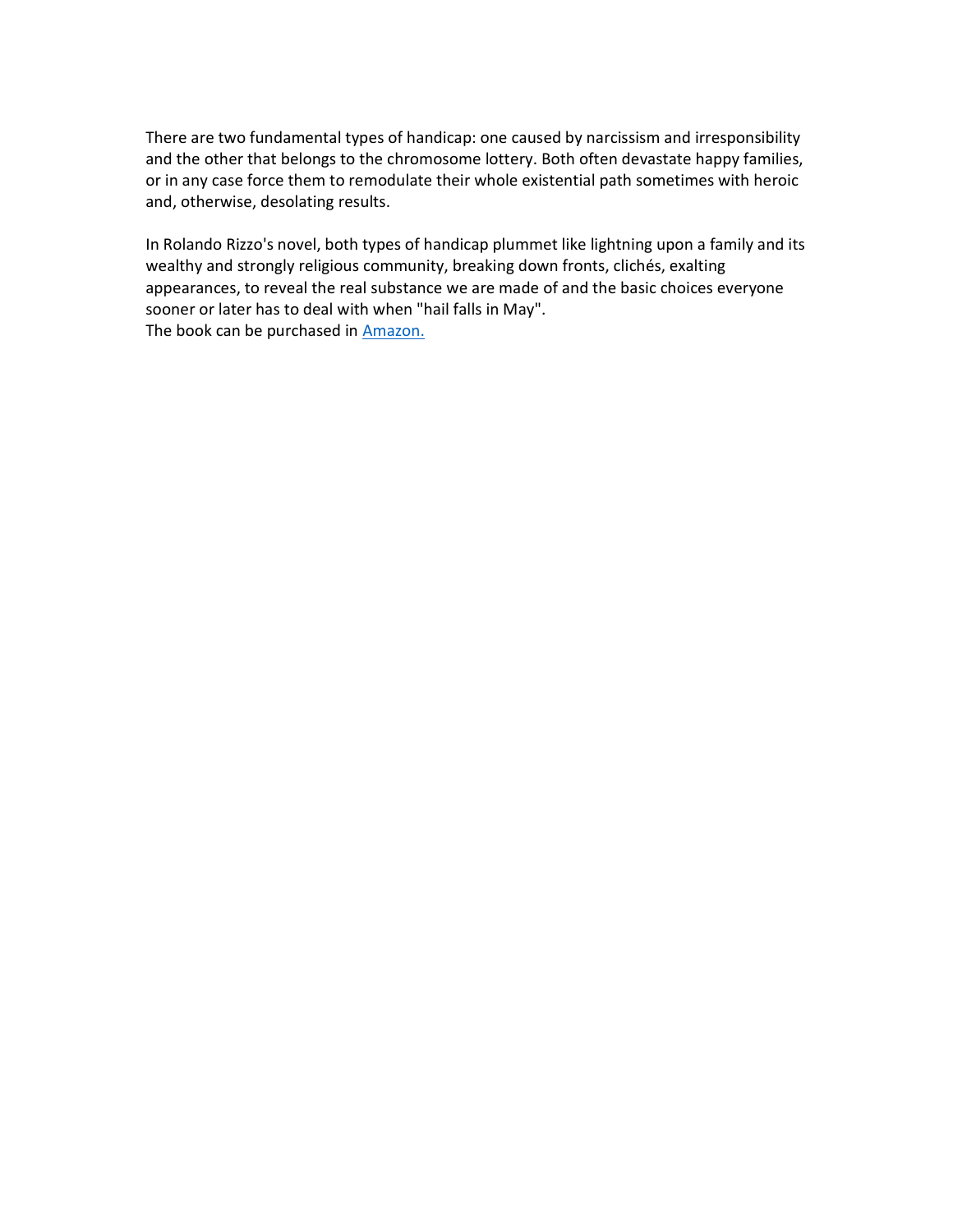There are two fundamental types of handicap: one caused by narcissism and irresponsibility and the other that belongs to the chromosome lottery. Both often devastate happy families, or in any case force them to remodulate their whole existential path sometimes with heroic and, otherwise, desolating results.

In Rolando Rizzo's novel, both types of handicap plummet like lightning upon a family and its wealthy and strongly religious community, breaking down fronts, clichés, exalting appearances, to reveal the real substance we are made of and the basic choices everyone sooner or later has to deal with when "hail falls in May".
The book can be purchased in Amazon.